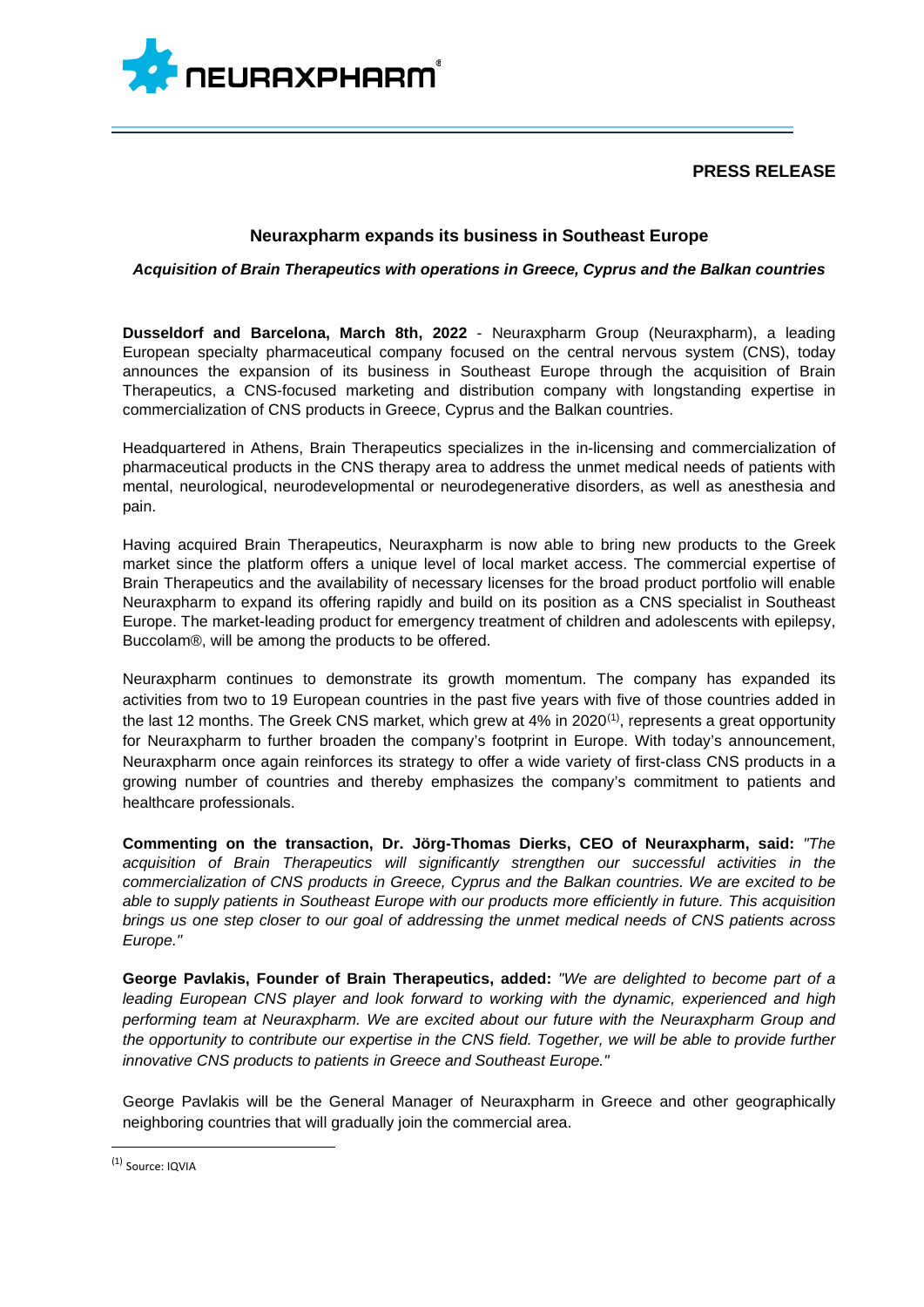**PRESS RELEASE**

# Neuraxpharm expands its business in Southeast Europe

***Acquisition of Brain Therapeutics with operations in Greece, Cyprus and the Balkan countries***

**Dusseldorf and Barcelona, March 8th, 2022** - Neuraxpharm Group (Neuraxpharm), a leading European specialty pharmaceutical company focused on the central nervous system (CNS), today announces the expansion of its business in Southeast Europe through the acquisition of Brain Therapeutics, a CNS-focused marketing and distribution company with longstanding expertise in commercialization of CNS products in Greece, Cyprus and the Balkan countries.

Headquartered in Athens, Brain Therapeutics specializes in the in-licensing and commercialization of pharmaceutical products in the CNS therapy area to address the unmet medical needs of patients with mental, neurological, neurodevelopmental or neurodegenerative disorders, as well as anesthesia and pain.

Having acquired Brain Therapeutics, Neuraxpharm is now able to bring new products to the Greek market since the platform offers a unique level of local market access. The commercial expertise of Brain Therapeutics and the availability of necessary licenses for the broad product portfolio will enable Neuraxpharm to expand its offering rapidly and build on its position as a CNS specialist in Southeast Europe. The market-leading product for emergency treatment of children and adolescents with epilepsy, Buccolam®, will be among the products to be offered.

Neuraxpharm continues to demonstrate its growth momentum. The company has expanded its activities from two to 19 European countries in the past five years with five of those countries added in the last 12 months. The Greek CNS market, which grew at 4% in 2020[(1)], represents a great opportunity for Neuraxpharm to further broaden the company's footprint in Europe. With today's announcement, Neuraxpharm once again reinforces its strategy to offer a wide variety of first-class CNS products in a growing number of countries and thereby emphasizes the company's commitment to patients and healthcare professionals.

**Commenting on the transaction, Dr. Jörg-Thomas Dierks, CEO of Neuraxpharm, said:** *"The acquisition of Brain Therapeutics will significantly strengthen our successful activities in the commercialization of CNS products in Greece, Cyprus and the Balkan countries. We are excited to be able to supply patients in Southeast Europe with our products more efficiently in future. This acquisition brings us one step closer to our goal of addressing the unmet medical needs of CNS patients across Europe."*

**George Pavlakis, Founder of Brain Therapeutics, added:** *"We are delighted to become part of a leading European CNS player and look forward to working with the dynamic, experienced and high performing team at Neuraxpharm. We are excited about our future with the Neuraxpharm Group and the opportunity to contribute our expertise in the CNS field. Together, we will be able to provide further innovative CNS products to patients in Greece and Southeast Europe."*

George Pavlakis will be the General Manager of Neuraxpharm in Greece and other geographically neighboring countries that will gradually join the commercial area.

---

[(1)] Source: IQVIA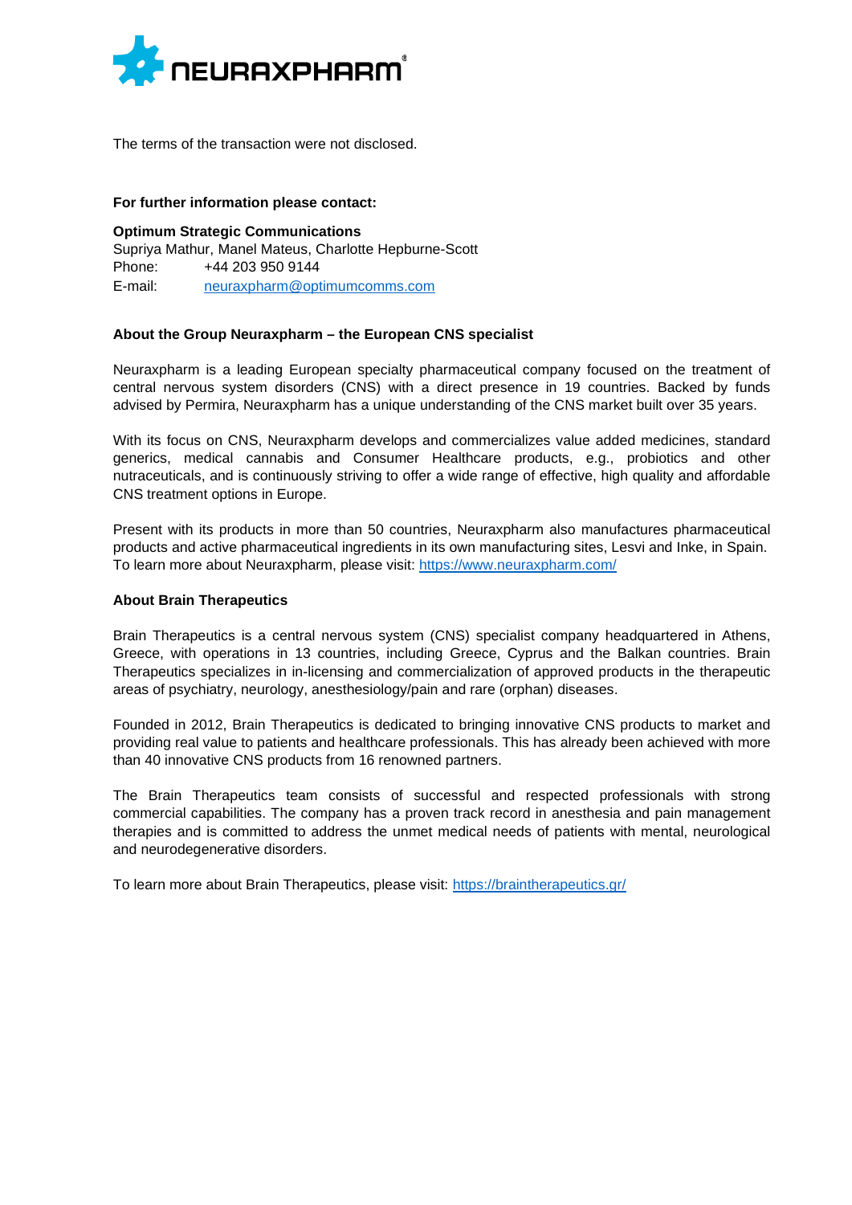The terms of the transaction were not disclosed.

**For further information please contact:**

**Optimum Strategic Communications**
Supriya Mathur, Manel Mateus, Charlotte Hepburne-Scott
Phone: +44 203 950 9144
E-mail: neuraxpharm@optimumcomms.com

**About the Group Neuraxpharm – the European CNS specialist**

Neuraxpharm is a leading European specialty pharmaceutical company focused on the treatment of central nervous system disorders (CNS) with a direct presence in 19 countries. Backed by funds advised by Permira, Neuraxpharm has a unique understanding of the CNS market built over 35 years.

With its focus on CNS, Neuraxpharm develops and commercializes value added medicines, standard generics, medical cannabis and Consumer Healthcare products, e.g., probiotics and other nutraceuticals, and is continuously striving to offer a wide range of effective, high quality and affordable CNS treatment options in Europe.

Present with its products in more than 50 countries, Neuraxpharm also manufactures pharmaceutical products and active pharmaceutical ingredients in its own manufacturing sites, Lesvi and Inke, in Spain. To learn more about Neuraxpharm, please visit: https://www.neuraxpharm.com/

**About Brain Therapeutics**

Brain Therapeutics is a central nervous system (CNS) specialist company headquartered in Athens, Greece, with operations in 13 countries, including Greece, Cyprus and the Balkan countries. Brain Therapeutics specializes in in-licensing and commercialization of approved products in the therapeutic areas of psychiatry, neurology, anesthesiology/pain and rare (orphan) diseases.

Founded in 2012, Brain Therapeutics is dedicated to bringing innovative CNS products to market and providing real value to patients and healthcare professionals. This has already been achieved with more than 40 innovative CNS products from 16 renowned partners.

The Brain Therapeutics team consists of successful and respected professionals with strong commercial capabilities. The company has a proven track record in anesthesia and pain management therapies and is committed to address the unmet medical needs of patients with mental, neurological and neurodegenerative disorders.

To learn more about Brain Therapeutics, please visit: https://braintherapeutics.gr/